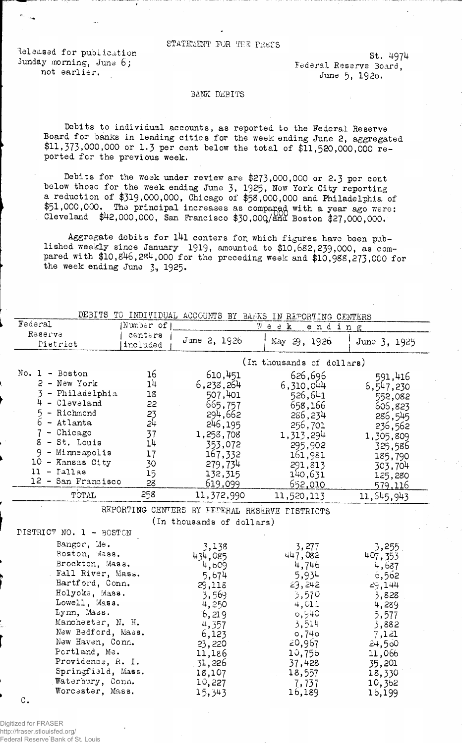STATEMENT FOR THE PRESS

Released for publication Sunday morning, June 6; not earlier.

St. 4974
Federal Reserve Board,
June 5, 1926.

BANK DEBITS

Debits to individual accounts, as reported to the Federal Reserve Board for banks in leading cities for the week ending June 2, aggregated $11,373,000,000 or 1.3 per cent below the total of $11,520,000,000 reported for the previous week.

Debits for the week under review are $273,000,000 or 2.3 per cent below those for the week ending June 3, 1925, New York City reporting a reduction of $319,000,000, Chicago of $58,000,000 and Philadelphia of $51,000,000. The principal increases as compared with a year ago were: Cleveland $42,000,000, San Francisco $30,000,000 and Boston $27,000,000.

Aggregate debits for 141 centers for which figures have been published weekly since January 1919, amounted to $10,682,239,000, as compared with $10,846,284,000 for the preceding week and $10,988,273,000 for the week ending June 3, 1925.

DEBITS TO INDIVIDUAL ACCOUNTS BY BANKS IN REPORTING CENTERS

| Federal Reserve District | Number of centers included | Week ending June 2, 1926 | May 29, 1926 | June 3, 1925 |
|---|---|---|---|---|
| | | (In thousands of dollars) | | |
| No. 1 - Boston | 16 | 610,451 | 626,696 | 591,416 |
| 2 - New York | 14 | 6,238,264 | 6,310,044 | 6,547,230 |
| 3 - Philadelphia | 18 | 507,401 | 526,641 | 558,082 |
| 4 - Cleveland | 22 | 665,757 | 658,166 | 606,823 |
| 5 - Richmond | 23 | 294,662 | 286,234 | 286,545 |
| 6 - Atlanta | 24 | 246,195 | 256,701 | 236,562 |
| 7 - Chicago | 37 | 1,258,708 | 1,313,294 | 1,305,809 |
| 8 - St. Louis | 14 | 353,072 | 295,902 | 325,586 |
| 9 - Minneapolis | 17 | 167,332 | 161,981 | 185,790 |
| 10 - Kansas City | 30 | 279,734 | 291,813 | 303,704 |
| 11 - Dallas | 15 | 132,315 | 140,631 | 125,280 |
| 12 - San Francisco | 28 | 619,099 | 652,010 | 579,116 |
| TOTAL | 258 | 11,372,990 | 11,520,113 | 11,645,943 |

REPORTING CENTERS BY FEDERAL RESERVE DISTRICTS
(In thousands of dollars)

| DISTRICT NO. 1 - BOSTON | June 2, 1926 | May 29, 1926 | June 3, 1925 |
|---|---|---|---|
| Bangor, Me. | 3,138 | 3,277 | 3,255 |
| Boston, Mass. | 434,085 | 447,082 | 407,353 |
| Brockton, Mass. | 4,609 | 4,746 | 4,687 |
| Fall River, Mass. | 5,674 | 5,934 | 6,562 |
| Hartford, Conn. | 29,118 | 23,242 | 29,144 |
| Holyoke, Mass. | 3,569 | 3,570 | 3,828 |
| Lowell, Mass. | 4,250 | 4,011 | 4,289 |
| Lynn, Mass. | 6,219 | 6,540 | 5,577 |
| Manchester, N. H. | 4,357 | 3,514 | 3,882 |
| New Bedford, Mass. | 6,123 | 6,746 | 7,121 |
| New Haven, Conn. | 23,220 | 20,967 | 24,560 |
| Portland, Me. | 11,186 | 10,756 | 11,066 |
| Providence, R. I. | 31,226 | 37,428 | 35,201 |
| Springfield, Mass. | 18,107 | 18,557 | 18,330 |
| Waterbury, Conn. | 10,227 | 7,737 | 10,362 |
| Worcester, Mass. | 15,343 | 16,189 | 16,199 |

C.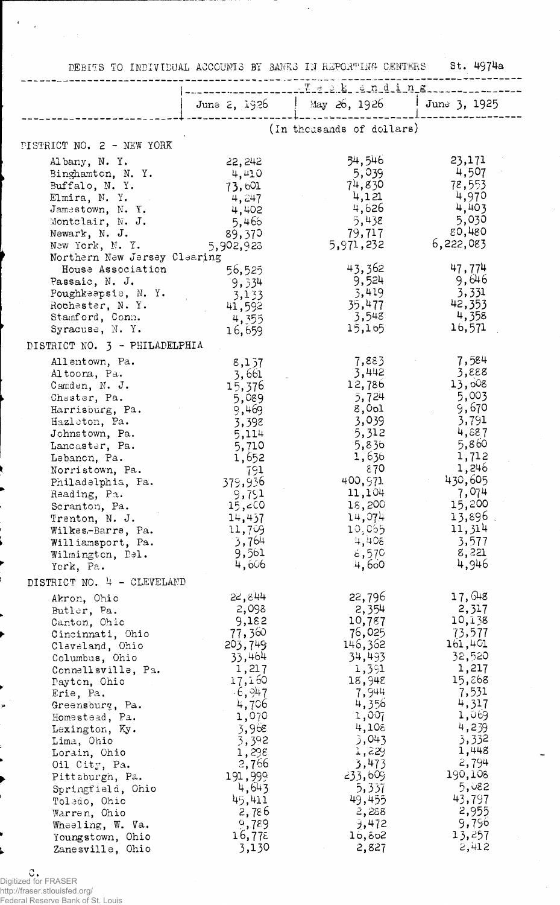DEBITS TO INDIVIDUAL ACCOUNTS BY BANKS IN REPORTING CENTERS St. 4974a

| | Week ending | | |
|---|---|---|---|
| | June 2, 1926 | May 26, 1926 | June 3, 1925 |
| | (In thousands of dollars) | | |
| DISTRICT NO. 2 - NEW YORK | | | |
| Albany, N. Y. | 22,242 | 54,546 | 23,171 |
| Binghamton, N. Y. | 4,410 | 5,039 | 4,507 |
| Buffalo, N. Y. | 73,601 | 74,830 | 78,553 |
| Elmira, N. Y. | 4,247 | 4,121 | 4,970 |
| Jamestown, N. Y. | 4,402 | 4,626 | 4,403 |
| Montclair, N. J. | 5,466 | 5,438 | 5,030 |
| Newark, N. J. | 89,370 | 79,717 | 80,480 |
| New York, N. Y. | 5,902,928 | 5,971,232 | 6,222,083 |
| Northern New Jersey Clearing House Association | 56,525 | 43,362 | 47,774 |
| Passaic, N. J. | 9,334 | 9,524 | 9,646 |
| Poughkeepsie, N. Y. | 3,133 | 3,419 | 3,331 |
| Rochester, N. Y. | 41,592 | 35,477 | 42,353 |
| Stamford, Conn. | 4,355 | 3,548 | 4,358 |
| Syracuse, N. Y. | 16,659 | 15,165 | 16,571 |
| DISTRICT NO. 3 - PHILADELPHIA | | | |
| Allentown, Pa. | 8,137 | 7,883 | 7,584 |
| Altoona, Pa. | 3,661 | 3,442 | 3,888 |
| Camden, N. J. | 15,376 | 12,786 | 13,608 |
| Chester, Pa. | 5,089 | 5,724 | 5,003 |
| Harrisburg, Pa. | 9,469 | 8,061 | 9,670 |
| Hazleton, Pa. | 3,398 | 3,039 | 3,791 |
| Johnstown, Pa. | 5,114 | 5,312 | 4,887 |
| Lancaster, Pa. | 5,710 | 5,836 | 5,860 |
| Lebanon, Pa. | 1,652 | 1,636 | 1,712 |
| Norristown, Pa. | 791 | 870 | 1,246 |
| Philadelphia, Pa. | 379,936 | 400,971 | 430,605 |
| Reading, Pa. | 9,791 | 11,104 | 7,074 |
| Scranton, Pa. | 15,200 | 18,200 | 15,200 |
| Trenton, N. J. | 14,437 | 14,074 | 13,896 |
| Wilkes-Barre, Pa. | 11,709 | 10,065 | 11,314 |
| Williamsport, Pa. | 3,764 | 4,408 | 3,577 |
| Wilmington, Del. | 9,561 | 8,570 | 8,221 |
| York, Pa. | 4,606 | 4,660 | 4,946 |
| DISTRICT NO. 4 - CLEVELAND | | | |
| Akron, Ohio | 22,844 | 22,796 | 17,648 |
| Butler, Pa. | 2,098 | 2,354 | 2,317 |
| Canton, Ohio | 9,182 | 10,787 | 10,138 |
| Cincinnati, Ohio | 77,360 | 76,025 | 73,577 |
| Cleveland, Ohio | 203,749 | 146,362 | 161,401 |
| Columbus, Ohio | 33,464 | 34,493 | 32,520 |
| Connellsville, Pa. | 1,217 | 1,391 | 1,217 |
| Dayton, Ohio | 17,160 | 18,948 | 15,268 |
| Erie, Pa. | 6,947 | 7,944 | 7,531 |
| Greensburg, Pa. | 4,706 | 4,356 | 4,317 |
| Homestead, Pa. | 1,070 | 1,007 | 1,069 |
| Lexington, Ky. | 3,968 | 4,108 | 4,239 |
| Lima, Ohio | 3,392 | 3,043 | 3,332 |
| Lorain, Ohio | 1,298 | 1,229 | 1,448 |
| Oil City, Pa. | 2,766 | 3,473 | 2,794 |
| Pittsburgh, Pa. | 191,999 | 233,609 | 190,108 |
| Springfield, Ohio | 4,643 | 5,337 | 5,082 |
| Toledo, Ohio | 45,411 | 49,455 | 43,797 |
| Warren, Ohio | 2,786 | 2,288 | 2,955 |
| Wheeling, W. Va. | 9,789 | 9,472 | 9,756 |
| Youngstown, Ohio | 16,778 | 16,802 | 13,257 |
| Zanesville, Ohio | 3,130 | 2,827 | 2,412 |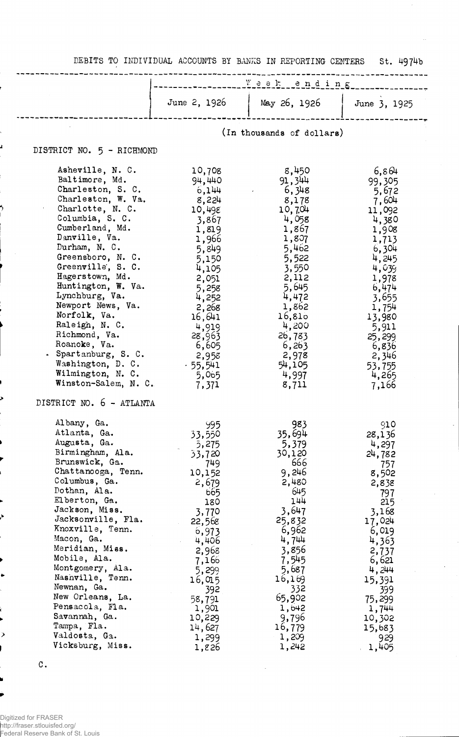DEBITS TO INDIVIDUAL ACCOUNTS BY BANKS IN REPORTING CENTERS St. 4974b

| | Week ending | | |
|---|---|---|---|
| | June 2, 1926 | May 26, 1926 | June 3, 1925 |
| | (In thousands of dollars) | | |
| **DISTRICT NO. 5 - RICHMOND** | | | |
| Asheville, N. C. | 10,708 | 8,450 | 6,864 |
| Baltimore, Md. | 94,440 | 91,344 | 99,305 |
| Charleston, S. C. | 6,144 | 6,348 | 5,672 |
| Charleston, W. Va. | 8,224 | 8,178 | 7,604 |
| Charlotte, N. C. | 10,498 | 10,704 | 11,092 |
| Columbia, S. C. | 3,867 | 4,058 | 4,380 |
| Cumberland, Md. | 1,819 | 1,867 | 1,908 |
| Danville, Va. | 1,966 | 1,807 | 1,713 |
| Durham, N. C. | 5,849 | 5,462 | 6,304 |
| Greensboro, N. C. | 5,150 | 5,522 | 4,245 |
| Greenville, S. C. | 4,105 | 3,550 | 4,039 |
| Hagerstown, Md. | 2,051 | 2,112 | 1,978 |
| Huntington, W. Va. | 5,258 | 5,645 | 6,474 |
| Lynchburg, Va. | 4,252 | 4,472 | 3,655 |
| Newport News, Va. | 2,268 | 1,862 | 1,754 |
| Norfolk, Va. | 16,641 | 16,810 | 13,980 |
| Raleigh, N. C. | 4,919 | 4,200 | 5,911 |
| Richmond, Va. | 28,963 | 26,783 | 25,299 |
| Roanoke, Va. | 6,605 | 6,263 | 6,836 |
| Spartanburg, S. C. | 2,958 | 2,978 | 2,346 |
| Washington, D. C. | 55,541 | 54,105 | 53,755 |
| Wilmington, N. C. | 5,065 | 4,997 | 4,265 |
| Winston-Salem, N. C. | 7,371 | 8,711 | 7,166 |
| **DISTRICT NO. 6 - ATLANTA** | | | |
| Albany, Ga. | 995 | 983 | 910 |
| Atlanta, Ga. | 33,550 | 35,694 | 28,136 |
| Augusta, Ga. | 5,275 | 5,379 | 4,297 |
| Birmingham, Ala. | 33,720 | 30,120 | 24,782 |
| Brunswick, Ga. | 749 | 666 | 757 |
| Chattanooga, Tenn. | 10,152 | 9,246 | 8,502 |
| Columbus, Ga. | 2,679 | 2,480 | 2,838 |
| Dothan, Ala. | 665 | 645 | 797 |
| Elberton, Ga. | 180 | 144 | 215 |
| Jackson, Miss. | 3,770 | 3,647 | 3,168 |
| Jacksonville, Fla. | 22,568 | 25,832 | 17,024 |
| Knoxville, Tenn. | 6,973 | 6,962 | 6,019 |
| Macon, Ga. | 4,406 | 4,744 | 4,363 |
| Meridian, Miss. | 2,968 | 3,856 | 2,737 |
| Mobile, Ala. | 7,166 | 7,545 | 6,621 |
| Montgomery, Ala. | 5,299 | 5,687 | 4,244 |
| Nashville, Tenn. | 16,015 | 16,169 | 15,391 |
| Newnan, Ga. | 392 | 332 | 399 |
| New Orleans, La. | 58,791 | 65,902 | 75,299 |
| Pensacola, Fla. | 1,901 | 1,642 | 1,744 |
| Savannah, Ga. | 10,229 | 9,796 | 10,302 |
| Tampa, Fla. | 14,627 | 16,779 | 15,683 |
| Valdosta, Ga. | 1,299 | 1,209 | 929 |
| Vicksburg, Miss. | 1,826 | 1,242 | 1,405 |

C.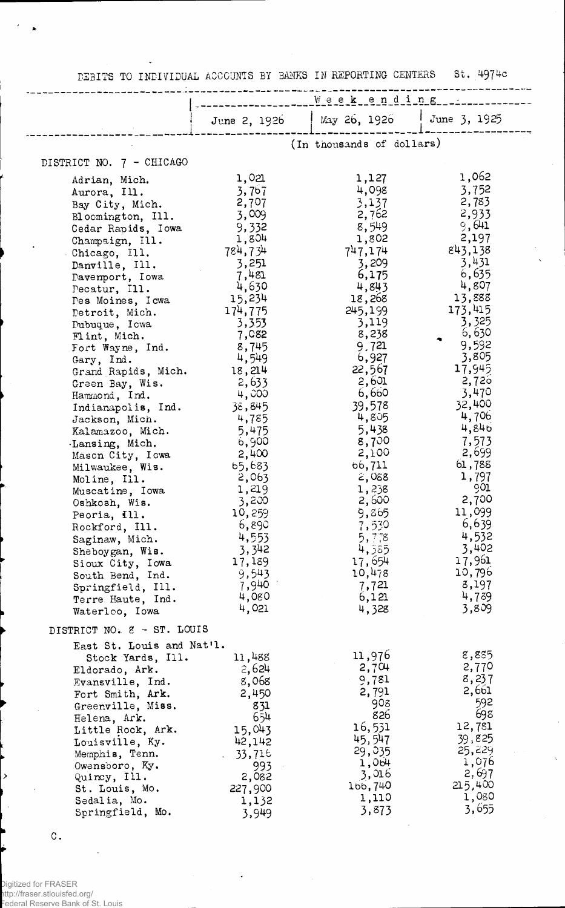DEBITS TO INDIVIDUAL ACCOUNTS BY BANKS IN REPORTING CENTERS St. 4974c

| | Week ending | | |
|---|---|---|---|
| | June 2, 1926 | May 26, 1926 | June 3, 1925 |
| | (In thousands of dollars) | | |
| **DISTRICT NO. 7 - CHICAGO** | | | |
| Adrian, Mich. | 1,021 | 1,127 | 1,062 |
| Aurora, Ill. | 3,767 | 4,098 | 3,752 |
| Bay City, Mich. | 2,707 | 3,137 | 2,783 |
| Bloomington, Ill. | 3,009 | 2,762 | 2,933 |
| Cedar Rapids, Iowa | 9,332 | 8,549 | 9,641 |
| Champaign, Ill. | 1,804 | 1,802 | 2,197 |
| Chicago, Ill. | 784,734 | 747,174 | 843,138 |
| Danville, Ill. | 3,251 | 3,209 | 3,431 |
| Davenport, Iowa | 7,481 | 6,175 | 6,635 |
| Decatur, Ill. | 4,630 | 4,843 | 4,807 |
| Des Moines, Iowa | 15,234 | 18,268 | 13,888 |
| Detroit, Mich. | 174,775 | 245,199 | 173,415 |
| Dubuque, Iowa | 3,353 | 3,119 | 3,325 |
| Flint, Mich. | 7,082 | 8,238 | 6,630 |
| Fort Wayne, Ind. | 8,745 | 9,721 | 9,592 |
| Gary, Ind. | 4,549 | 6,927 | 3,805 |
| Grand Rapids, Mich. | 18,214 | 22,567 | 17,945 |
| Green Bay, Wis. | 2,633 | 2,601 | 2,726 |
| Hammond, Ind. | 4,000 | 6,660 | 3,470 |
| Indianapolis, Ind. | 38,845 | 39,578 | 32,400 |
| Jackson, Mich. | 4,785 | 4,805 | 4,706 |
| Kalamazoo, Mich. | 5,475 | 5,438 | 4,846 |
| Lansing, Mich. | 6,900 | 8,700 | 7,573 |
| Mason City, Iowa | 2,400 | 2,100 | 2,699 |
| Milwaukee, Wis. | 65,683 | 66,711 | 61,788 |
| Moline, Ill. | 2,063 | 2,088 | 1,797 |
| Muscatine, Iowa | 1,219 | 1,238 | 901 |
| Oshkosh, Wis. | 3,200 | 2,600 | 2,700 |
| Peoria, Ill. | 10,259 | 9,865 | 11,099 |
| Rockford, Ill. | 6,890 | 7,530 | 6,639 |
| Saginaw, Mich. | 4,553 | 5,778 | 4,532 |
| Sheboygan, Wis. | 3,342 | 4,385 | 3,402 |
| Sioux City, Iowa | 17,189 | 17,654 | 17,961 |
| South Bend, Ind. | 9,543 | 10,478 | 10,796 |
| Springfield, Ill. | 7,940 | 7,721 | 8,197 |
| Terre Haute, Ind. | 4,080 | 6,121 | 4,789 |
| Waterloo, Iowa | 4,021 | 4,328 | 3,809 |
| **DISTRICT NO. 8 - ST. LOUIS** | | | |
| East St. Louis and Nat'l. Stock Yards, Ill. | 11,488 | 11,976 | 8,885 |
| Eldorado, Ark. | 2,624 | 2,704 | 2,770 |
| Evansville, Ind. | 8,068 | 9,781 | 8,237 |
| Fort Smith, Ark. | 2,450 | 2,791 | 2,661 |
| Greenville, Miss. | 831 | 908 | 592 |
| Helena, Ark. | 654 | 826 | 698 |
| Little Rock, Ark. | 15,043 | 16,531 | 12,781 |
| Louisville, Ky. | 42,142 | 45,547 | 39,825 |
| Memphis, Tenn. | 33,716 | 29,035 | 25,229 |
| Owensboro, Ky. | 993 | 1,064 | 1,076 |
| Quincy, Ill. | 2,082 | 3,016 | 2,697 |
| St. Louis, Mo. | 227,900 | 166,740 | 215,400 |
| Sedalia, Mo. | 1,132 | 1,110 | 1,080 |
| Springfield, Mo. | 3,949 | 3,873 | 3,655 |

C.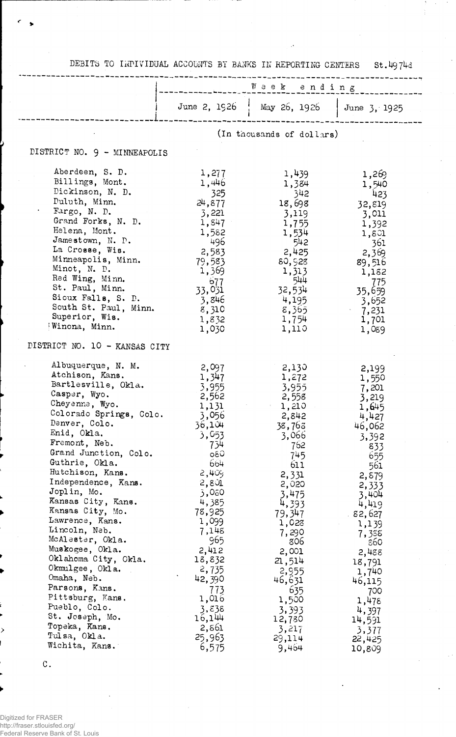DEBITS TO INDIVIDUAL ACCOUNTS BY BANKS IN REPORTING CENTERS St.4974d

| | Week ending | | |
|---|---|---|---|
| | June 2, 1926 | May 26, 1926 | June 3, 1925 |
| | (In thousands of dollars) | | |
| **DISTRICT NO. 9 - MINNEAPOLIS** | | | |
| Aberdeen, S. D. | 1,277 | 1,439 | 1,269 |
| Billings, Mont. | 1,446 | 1,384 | 1,540 |
| Dickinson, N. D. | 325 | 342 | 423 |
| Duluth, Minn. | 24,877 | 18,698 | 32,819 |
| Fargo, N. D. | 3,221 | 3,119 | 3,011 |
| Grand Forks, N. D. | 1,847 | 1,755 | 1,392 |
| Helena, Mont. | 1,582 | 1,534 | 1,801 |
| Jamestown, N. D. | 496 | 542 | 361 |
| La Crosse, Wis. | 2,583 | 2,425 | 2,369 |
| Minneapolis, Minn. | 79,583 | 80,928 | 89,516 |
| Minot, N. D. | 1,369 | 1,313 | 1,182 |
| Red Wing, Minn. | 677 | 544 | 775 |
| St. Paul, Minn. | 33,031 | 32,534 | 35,659 |
| Sioux Falls, S. D. | 3,846 | 4,195 | 3,652 |
| South St. Paul, Minn. | 8,310 | 8,365 | 7,231 |
| Superior, Wis. | 1,832 | 1,754 | 1,701 |
| Winona, Minn. | 1,030 | 1,110 | 1,089 |
| **DISTRICT NO. 10 - KANSAS CITY** | | | |
| Albuquerque, N. M. | 2,097 | 2,130 | 2,199 |
| Atchison, Kans. | 1,347 | 1,272 | 1,550 |
| Bartlesville, Okla. | 3,955 | 3,955 | 7,201 |
| Casper, Wyo. | 2,562 | 2,558 | 3,219 |
| Cheyenne, Wyo. | 1,131 | 1,210 | 1,645 |
| Colorado Springs, Colo. | 3,056 | 2,842 | 4,427 |
| Denver, Colo. | 36,104 | 38,768 | 46,062 |
| Enid, Okla. | 3,053 | 3,066 | 3,392 |
| Fremont, Neb. | 734 | 762 | 833 |
| Grand Junction, Colo. | 680 | 745 | 655 |
| Guthrie, Okla. | 664 | 611 | 561 |
| Hutchison, Kans. | 2,409 | 2,331 | 2,879 |
| Independence, Kans. | 2,801 | 2,020 | 2,333 |
| Joplin, Mo. | 3,080 | 3,475 | 3,404 |
| Kansas City, Kans. | 4,385 | 4,393 | 4,419 |
| Kansas City, Mo. | 78,925 | 79,347 | 82,627 |
| Lawrence, Kans. | 1,099 | 1,028 | 1,139 |
| Lincoln, Neb. | 7,148 | 7,290 | 7,388 |
| McAlester, Okla. | 965 | 806 | 860 |
| Muskogee, Okla. | 2,412 | 2,001 | 2,488 |
| Oklahoma City, Okla. | 18,832 | 21,514 | 18,791 |
| Okmulgee, Okla. | 2,735 | 2,955 | 1,740 |
| Omaha, Neb. | 42,390 | 46,631 | 46,115 |
| Parsons, Kans. | 773 | 635 | 700 |
| Pittsburg, Kans. | 1,016 | 1,500 | 1,478 |
| Pueblo, Colo. | 3,838 | 3,393 | 4,397 |
| St. Joseph, Mo. | 16,144 | 12,780 | 14,591 |
| Topeka, Kans. | 2,861 | 3,217 | 3,377 |
| Tulsa, Okla. | 25,963 | 29,114 | 22,425 |
| Wichita, Kans. | 6,575 | 9,464 | 10,809 |

C.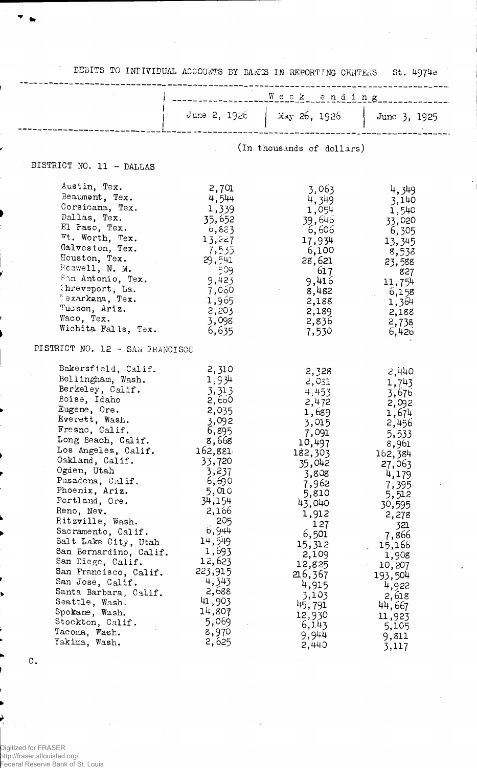DEBITS TO INDIVIDUAL ACCOUNTS BY BANKS IN REPORTING CENTERS St. 4974e

| | Week ending | | |
|---|---|---|---|
| | June 2, 1926 | May 26, 1926 | June 3, 1925 |
| | (In thousands of dollars) | | |
| **DISTRICT NO. 11 - DALLAS** | | | |
| Austin, Tex. | 2,701 | 3,063 | 4,349 |
| Beaumont, Tex. | 4,544 | 4,349 | 3,140 |
| Corsicana, Tex. | 1,339 | 1,054 | 1,540 |
| Dallas, Tex. | 35,652 | 39,646 | 33,020 |
| El Paso, Tex. | 6,683 | 6,606 | 6,305 |
| Ft. Worth, Tex. | 13,227 | 17,934 | 13,345 |
| Galveston, Tex. | 7,535 | 6,100 | 8,538 |
| Houston, Tex. | 29,541 | 28,621 | 23,588 |
| Roswell, N. M. | 509 | 617 | 827 |
| San Antonio, Tex. | 9,423 | 9,416 | 11,754 |
| Shreveport, La. | 7,060 | 8,482 | 6,158 |
| Texarkana, Tex. | 1,965 | 2,188 | 1,364 |
| Tucson, Ariz. | 2,203 | 2,189 | 2,188 |
| Waco, Tex. | 3,098 | 2,836 | 2,738 |
| Wichita Falls, Tex. | 6,635 | 7,530 | 6,426 |
| **DISTRICT NO. 12 - SAN FRANCISCO** | | | |
| Bakersfield, Calif. | 2,310 | 2,328 | 2,440 |
| Bellingham, Wash. | 1,934 | 2,031 | 1,743 |
| Berkeley, Calif. | 3,313 | 4,453 | 3,676 |
| Boise, Idaho | 2,660 | 2,472 | 2,092 |
| Eugene, Ore. | 2,035 | 1,689 | 1,674 |
| Everett, Wash. | 3,092 | 3,015 | 2,456 |
| Fresno, Calif. | 6,895 | 7,091 | 5,533 |
| Long Beach, Calif. | 8,668 | 10,497 | 8,961 |
| Los Angeles, Calif. | 162,881 | 182,303 | 162,384 |
| Oakland, Calif. | 33,720 | 35,042 | 27,063 |
| Ogden, Utah | 3,237 | 3,808 | 4,179 |
| Pasadena, Calif. | 6,690 | 7,962 | 7,395 |
| Phoenix, Ariz. | 5,010 | 5,810 | 5,512 |
| Portland, Ore. | 34,154 | 43,040 | 30,595 |
| Reno, Nev. | 2,166 | 1,912 | 2,278 |
| Ritzville, Wash. | 205 | 127 | 321 |
| Sacramento, Calif. | 6,944 | 6,501 | 7,866 |
| Salt Lake City, Utah | 14,549 | 15,312 | 15,166 |
| San Bernardino, Calif. | 1,693 | 2,109 | 1,908 |
| San Diego, Calif. | 12,623 | 12,825 | 10,207 |
| San Francisco, Calif. | 223,915 | 216,367 | 193,504 |
| San Jose, Calif. | 4,343 | 4,915 | 4,922 |
| Santa Barbara, Calif. | 2,688 | 3,103 | 2,618 |
| Seattle, Wash. | 41,903 | 45,791 | 44,667 |
| Spokane, Wash. | 14,807 | 12,930 | 11,923 |
| Stockton, Calif. | 5,069 | 6,143 | 5,105 |
| Tacoma, Wash. | 8,970 | 9,944 | 9,811 |
| Yakima, Wash. | 2,625 | 2,440 | 3,117 |

C.